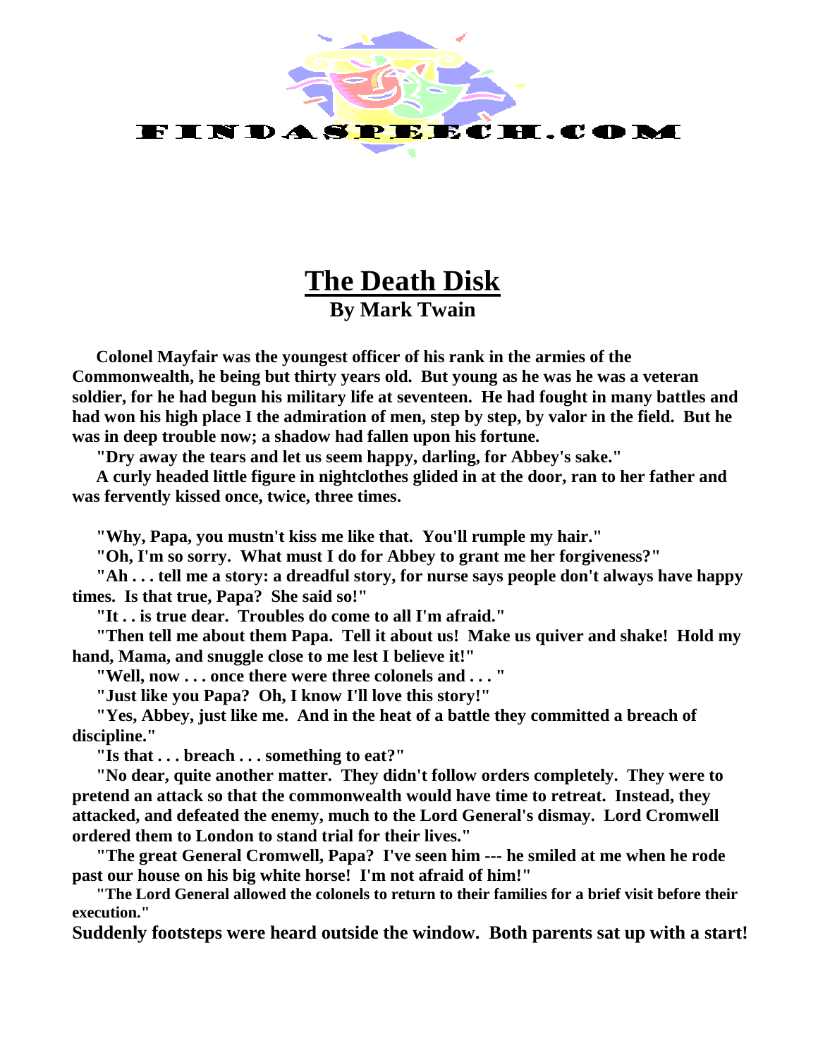# The Death Disk

## By Mark Twain

Colonel Mayfair was the youngest officer of his rank in the armies of the Commonwealth, he being but thirty years old. But young as he was he was a veteran soldier, for he had begun his military life at seventeen. He had fought in many battles and had won his high place I the admiration of men, step by step, by valor in the field. But he was in deep trouble now; a shadow had fallen upon his fortune.

"Dry away the tears and let us seem happy, darling, for Abbey's sake."

A curly headed little figure in nightclothes glided in at the door, ran to her father and was fervently kissed once, twice, three times.

"Why, Papa, you mustn't kiss me like that. You'll rumple my hair."

"Oh, I'm so sorry. What must I do for Abbey to grant me her forgiveness?"

"Ah . . . tell me a story: a dreadful story, for nurse says people don't always have happy times. Is that true, Papa? She said so!"

"It . . is true dear. Troubles do come to all I'm afraid."

"Then tell me about them Papa. Tell it about us! Make us quiver and shake! Hold my hand, Mama, and snuggle close to me lest I believe it!"

"Well, now . . . once there were three colonels and . . . "

"Just like you Papa? Oh, I know I'll love this story!"

"Yes, Abbey, just like me. And in the heat of a battle they committed a breach of discipline."

"Is that . . . breach . . . something to eat?"

"No dear, quite another matter. They didn't follow orders completely. They were to pretend an attack so that the commonwealth would have time to retreat. Instead, they attacked, and defeated the enemy, much to the Lord General's dismay. Lord Cromwell ordered them to London to stand trial for their lives."

"The great General Cromwell, Papa? I've seen him --- he smiled at me when he rode past our house on his big white horse! I'm not afraid of him!"

"The Lord General allowed the colonels to return to their families for a brief visit before their execution."

Suddenly footsteps were heard outside the window. Both parents sat up with a start!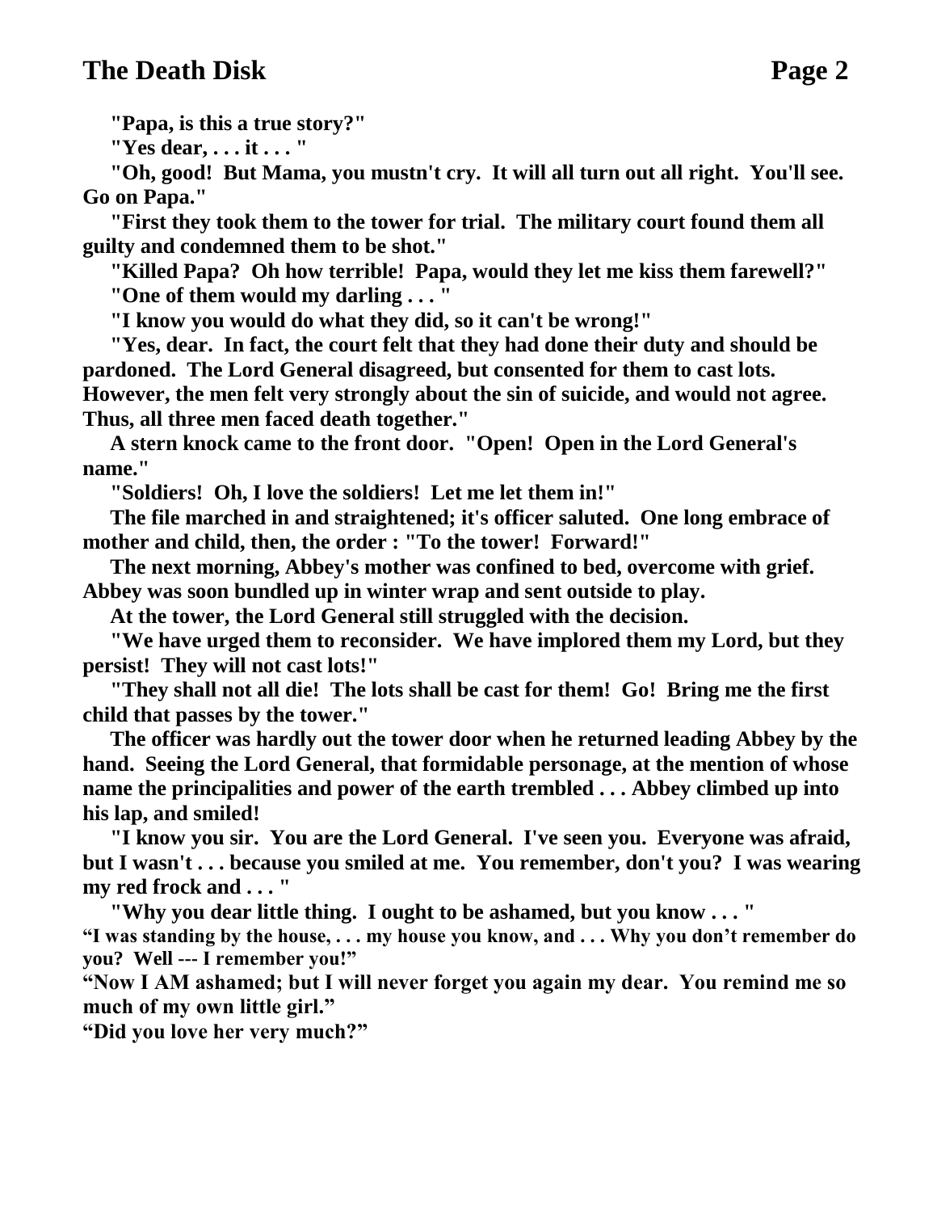**"Papa, is this a true story?"**

**"Yes dear, . . . it . . . "**

**"Oh, good! But Mama, you mustn't cry. It will all turn out all right. You'll see. Go on Papa."**

**"First they took them to the tower for trial. The military court found them all guilty and condemned them to be shot."**

**"Killed Papa? Oh how terrible! Papa, would they let me kiss them farewell?"**

**"One of them would my darling . . . "**

**"I know you would do what they did, so it can't be wrong!"**

**"Yes, dear. In fact, the court felt that they had done their duty and should be pardoned. The Lord General disagreed, but consented for them to cast lots. However, the men felt very strongly about the sin of suicide, and would not agree. Thus, all three men faced death together."**

**A stern knock came to the front door. "Open! Open in the Lord General's name."**

**"Soldiers! Oh, I love the soldiers! Let me let them in!"**

**The file marched in and straightened; it's officer saluted. One long embrace of mother and child, then, the order : "To the tower! Forward!"**

**The next morning, Abbey's mother was confined to bed, overcome with grief. Abbey was soon bundled up in winter wrap and sent outside to play.**

**At the tower, the Lord General still struggled with the decision.**

**"We have urged them to reconsider. We have implored them my Lord, but they persist! They will not cast lots!"**

**"They shall not all die! The lots shall be cast for them! Go! Bring me the first child that passes by the tower."**

**The officer was hardly out the tower door when he returned leading Abbey by the hand. Seeing the Lord General, that formidable personage, at the mention of whose name the principalities and power of the earth trembled . . . Abbey climbed up into his lap, and smiled!**

**"I know you sir. You are the Lord General. I've seen you. Everyone was afraid, but I wasn't . . . because you smiled at me. You remember, don't you? I was wearing my red frock and . . . "**

**"Why you dear little thing. I ought to be ashamed, but you know . . . "**

**"I was standing by the house, . . . my house you know, and . . . Why you don't remember do you? Well --- I remember you!"**

**"Now I AM ashamed; but I will never forget you again my dear. You remind me so much of my own little girl."**

**"Did you love her very much?"**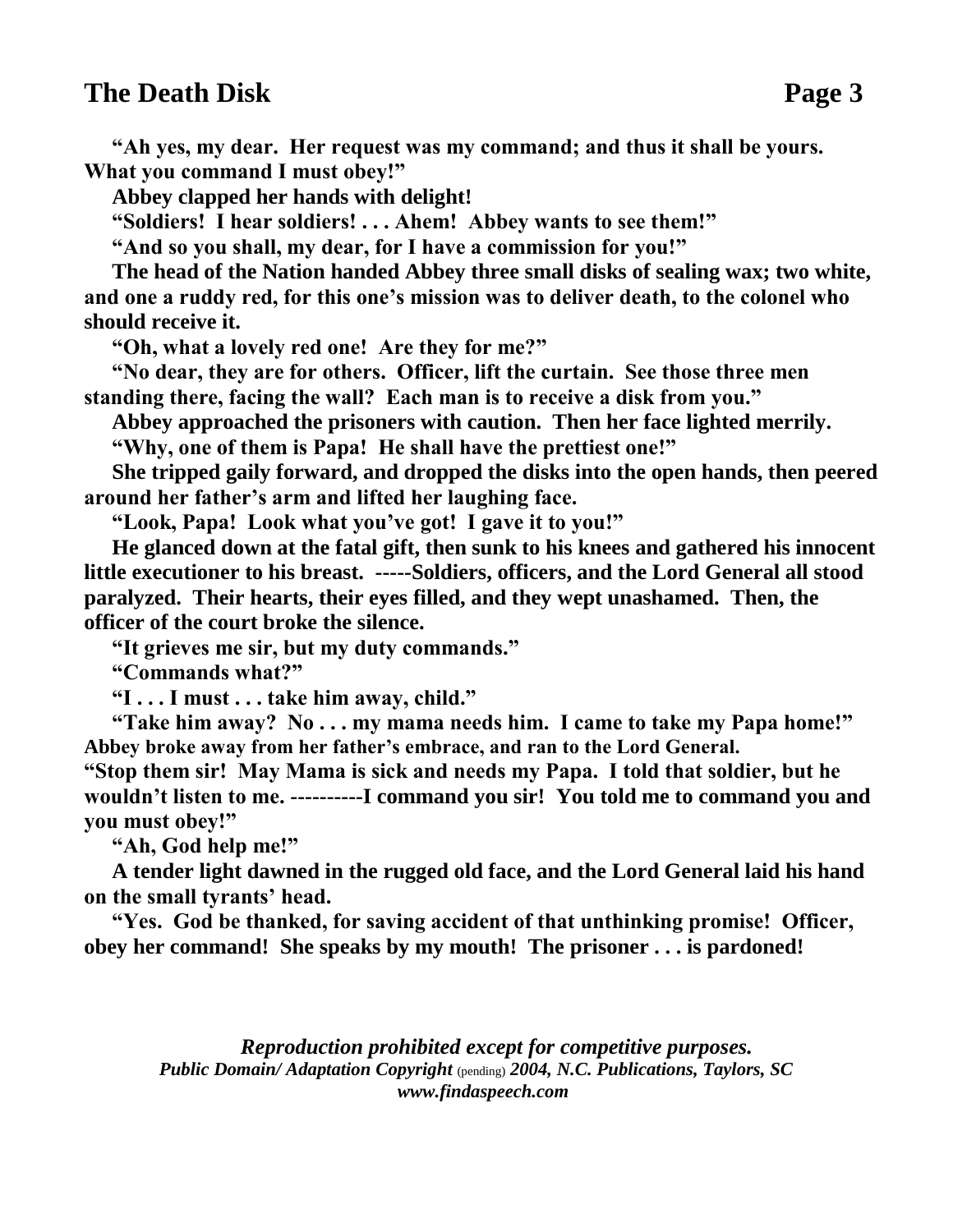**"Ah yes, my dear. Her request was my command; and thus it shall be yours. What you command I must obey!"**

**Abbey clapped her hands with delight!**

**"Soldiers! I hear soldiers! . . . Ahem! Abbey wants to see them!"**

**"And so you shall, my dear, for I have a commission for you!"**

**The head of the Nation handed Abbey three small disks of sealing wax; two white, and one a ruddy red, for this one's mission was to deliver death, to the colonel who should receive it.**

**"Oh, what a lovely red one! Are they for me?"**

**"No dear, they are for others. Officer, lift the curtain. See those three men standing there, facing the wall? Each man is to receive a disk from you."**

**Abbey approached the prisoners with caution. Then her face lighted merrily.**

**"Why, one of them is Papa! He shall have the prettiest one!"**

**She tripped gaily forward, and dropped the disks into the open hands, then peered around her father's arm and lifted her laughing face.**

**"Look, Papa! Look what you've got! I gave it to you!"**

**He glanced down at the fatal gift, then sunk to his knees and gathered his innocent little executioner to his breast. -----Soldiers, officers, and the Lord General all stood paralyzed. Their hearts, their eyes filled, and they wept unashamed. Then, the officer of the court broke the silence.**

**"It grieves me sir, but my duty commands."**

**"Commands what?"**

**"I . . . I must . . . take him away, child."**

**"Take him away? No . . . my mama needs him. I came to take my Papa home!" Abbey broke away from her father's embrace, and ran to the Lord General.**

**"Stop them sir! May Mama is sick and needs my Papa. I told that soldier, but he wouldn't listen to me. ----------I command you sir! You told me to command you and you must obey!"**

**"Ah, God help me!"**

**A tender light dawned in the rugged old face, and the Lord General laid his hand on the small tyrants' head.**

**"Yes. God be thanked, for saving accident of that unthinking promise! Officer, obey her command! She speaks by my mouth! The prisoner . . . is pardoned!**

***Reproduction prohibited except for competitive purposes.***
***Public Domain/ Adaptation Copyright*** (pending) ***2004, N.C. Publications, Taylors, SC***
***www.findaspeech.com***